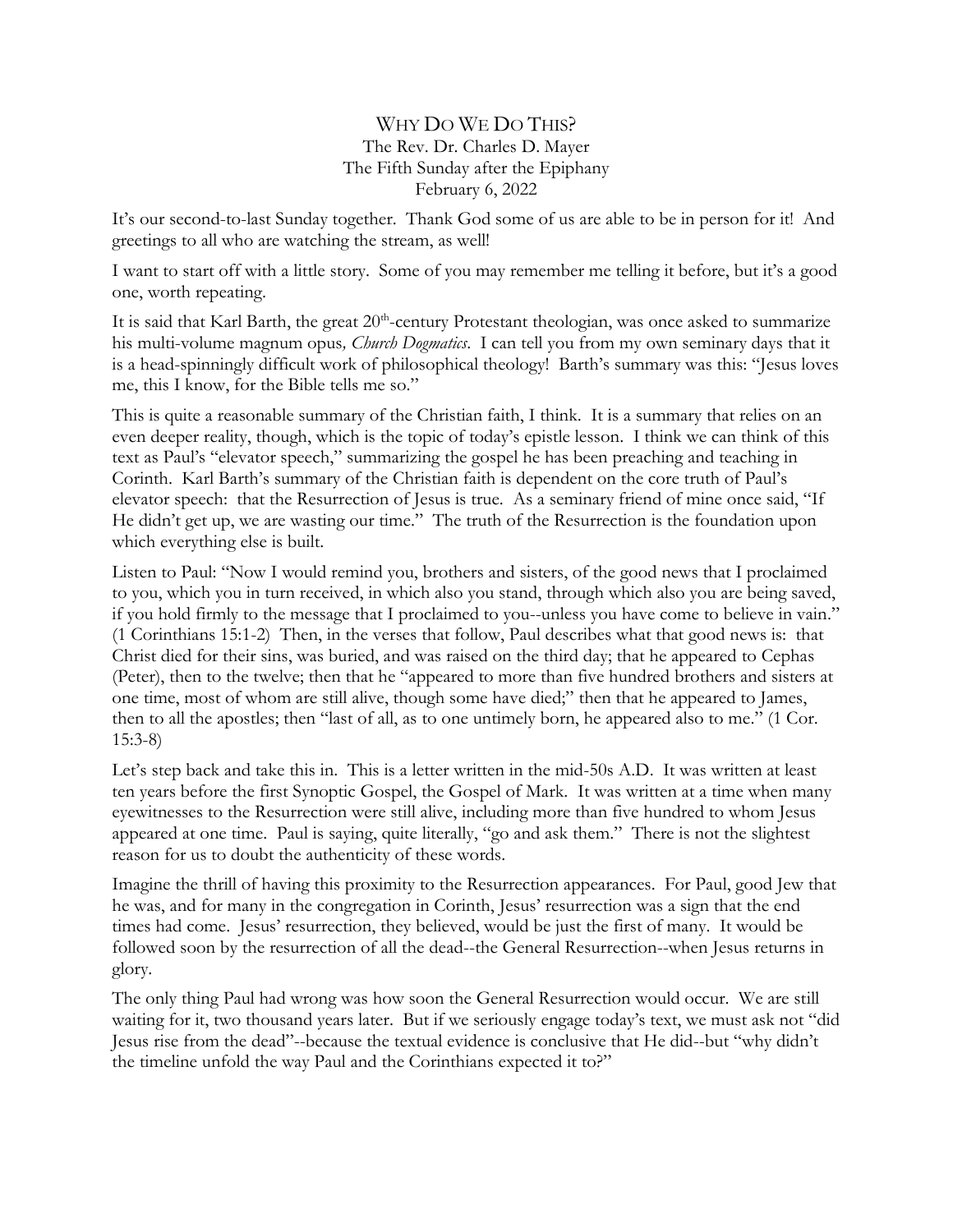# Why Do We Do This?

The Rev. Dr. Charles D. Mayer
The Fifth Sunday after the Epiphany
February 6, 2022

It's our second-to-last Sunday together. Thank God some of us are able to be in person for it! And greetings to all who are watching the stream, as well!

I want to start off with a little story. Some of you may remember me telling it before, but it's a good one, worth repeating.

It is said that Karl Barth, the great 20th-century Protestant theologian, was once asked to summarize his multi-volume magnum opus*, Church Dogmatics*. I can tell you from my own seminary days that it is a head-spinningly difficult work of philosophical theology! Barth's summary was this: "Jesus loves me, this I know, for the Bible tells me so."

This is quite a reasonable summary of the Christian faith, I think. It is a summary that relies on an even deeper reality, though, which is the topic of today's epistle lesson. I think we can think of this text as Paul's "elevator speech," summarizing the gospel he has been preaching and teaching in Corinth. Karl Barth's summary of the Christian faith is dependent on the core truth of Paul's elevator speech: that the Resurrection of Jesus is true. As a seminary friend of mine once said, "If He didn't get up, we are wasting our time." The truth of the Resurrection is the foundation upon which everything else is built.

Listen to Paul: "Now I would remind you, brothers and sisters, of the good news that I proclaimed to you, which you in turn received, in which also you stand, through which also you are being saved, if you hold firmly to the message that I proclaimed to you--unless you have come to believe in vain." (1 Corinthians 15:1-2) Then, in the verses that follow, Paul describes what that good news is: that Christ died for their sins, was buried, and was raised on the third day; that he appeared to Cephas (Peter), then to the twelve; then that he "appeared to more than five hundred brothers and sisters at one time, most of whom are still alive, though some have died;" then that he appeared to James, then to all the apostles; then "last of all, as to one untimely born, he appeared also to me." (1 Cor. 15:3-8)

Let's step back and take this in. This is a letter written in the mid-50s A.D. It was written at least ten years before the first Synoptic Gospel, the Gospel of Mark. It was written at a time when many eyewitnesses to the Resurrection were still alive, including more than five hundred to whom Jesus appeared at one time. Paul is saying, quite literally, "go and ask them." There is not the slightest reason for us to doubt the authenticity of these words.

Imagine the thrill of having this proximity to the Resurrection appearances. For Paul, good Jew that he was, and for many in the congregation in Corinth, Jesus' resurrection was a sign that the end times had come. Jesus' resurrection, they believed, would be just the first of many. It would be followed soon by the resurrection of all the dead--the General Resurrection--when Jesus returns in glory.

The only thing Paul had wrong was how soon the General Resurrection would occur. We are still waiting for it, two thousand years later. But if we seriously engage today's text, we must ask not "did Jesus rise from the dead"--because the textual evidence is conclusive that He did--but "why didn't the timeline unfold the way Paul and the Corinthians expected it to?"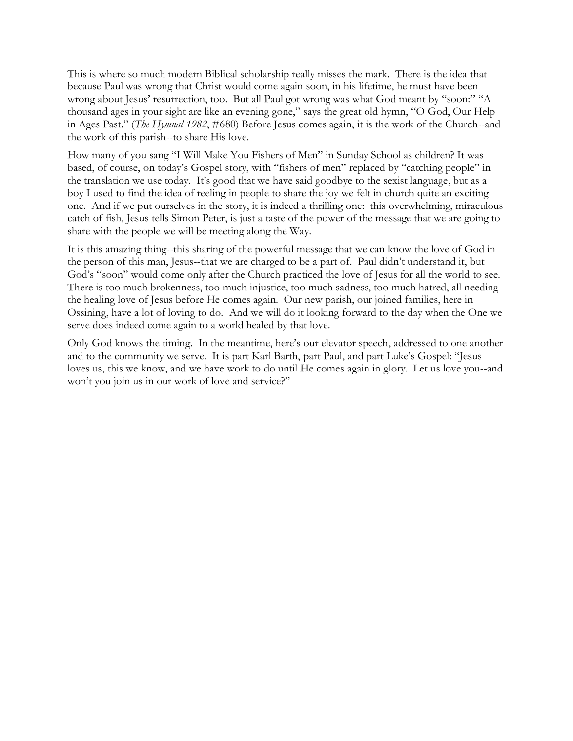This is where so much modern Biblical scholarship really misses the mark. There is the idea that because Paul was wrong that Christ would come again soon, in his lifetime, he must have been wrong about Jesus' resurrection, too. But all Paul got wrong was what God meant by "soon:" "A thousand ages in your sight are like an evening gone," says the great old hymn, "O God, Our Help in Ages Past." (*The Hymnal 1982*, #680) Before Jesus comes again, it is the work of the Church--and the work of this parish--to share His love.

How many of you sang "I Will Make You Fishers of Men" in Sunday School as children? It was based, of course, on today's Gospel story, with "fishers of men" replaced by "catching people" in the translation we use today. It's good that we have said goodbye to the sexist language, but as a boy I used to find the idea of reeling in people to share the joy we felt in church quite an exciting one. And if we put ourselves in the story, it is indeed a thrilling one: this overwhelming, miraculous catch of fish, Jesus tells Simon Peter, is just a taste of the power of the message that we are going to share with the people we will be meeting along the Way.

It is this amazing thing--this sharing of the powerful message that we can know the love of God in the person of this man, Jesus--that we are charged to be a part of. Paul didn't understand it, but God's "soon" would come only after the Church practiced the love of Jesus for all the world to see. There is too much brokenness, too much injustice, too much sadness, too much hatred, all needing the healing love of Jesus before He comes again. Our new parish, our joined families, here in Ossining, have a lot of loving to do. And we will do it looking forward to the day when the One we serve does indeed come again to a world healed by that love.

Only God knows the timing. In the meantime, here's our elevator speech, addressed to one another and to the community we serve. It is part Karl Barth, part Paul, and part Luke's Gospel: "Jesus loves us, this we know, and we have work to do until He comes again in glory. Let us love you--and won't you join us in our work of love and service?"